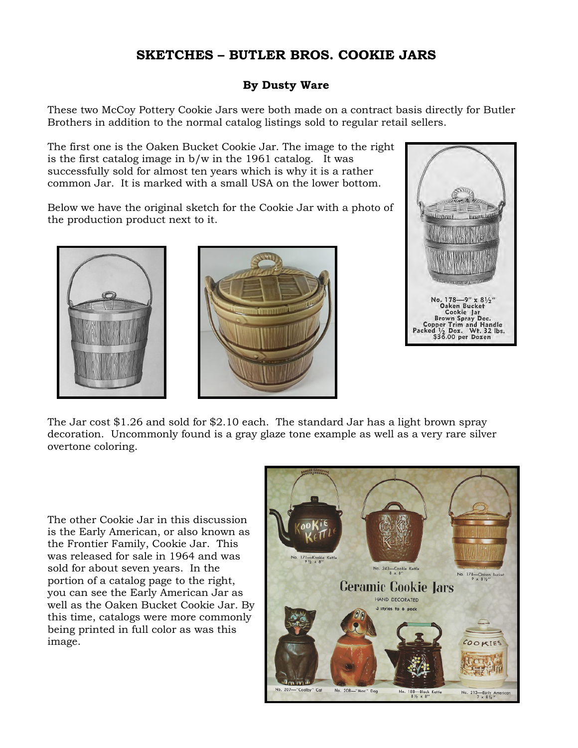# SKETCHES – BUTLER BROS. COOKIE JARS

### By Dusty Ware

These two McCoy Pottery Cookie Jars were both made on a contract basis directly for Butler Brothers in addition to the normal catalog listings sold to regular retail sellers.

The first one is the Oaken Bucket Cookie Jar. The image to the right is the first catalog image in b/w in the 1961 catalog. It was successfully sold for almost ten years which is why it is a rather common Jar. It is marked with a small USA on the lower bottom.

Below we have the original sketch for the Cookie Jar with a photo of the production product next to it.

No. 178—9" x 8½"
Oaken Bucket
Cookie Jar
Brown Spray Dec.
Copper Trim and Handle
Packed ½ Doz. Wt. 32 lbs.
$36.00 per Dozen

The Jar cost $1.26 and sold for $2.10 each. The standard Jar has a light brown spray decoration. Uncommonly found is a gray glaze tone example as well as a very rare silver overtone coloring.

The other Cookie Jar in this discussion is the Early American, or also known as the Frontier Family, Cookie Jar. This was released for sale in 1964 and was sold for about seven years. In the portion of a catalog page to the right, you can see the Early American Jar as well as the Oaken Bucket Cookie Jar. By this time, catalogs were more commonly being printed in full color as was this image.

No. 171—Cookie Kettle 9½ x 8"

No. 243—Cookie Kettle 8 x 8"

No. 178—Oaken Bucket 9 x 8½"

Ceramic Cookie Jars

HAND DECORATED

3 styles to 6 pack

No. 207—"Coalby" Cat

No. 208—"Mac" Dog

No. 188—Black Kettle 8½ x 8"

No. 213—Early American 7 x 8½"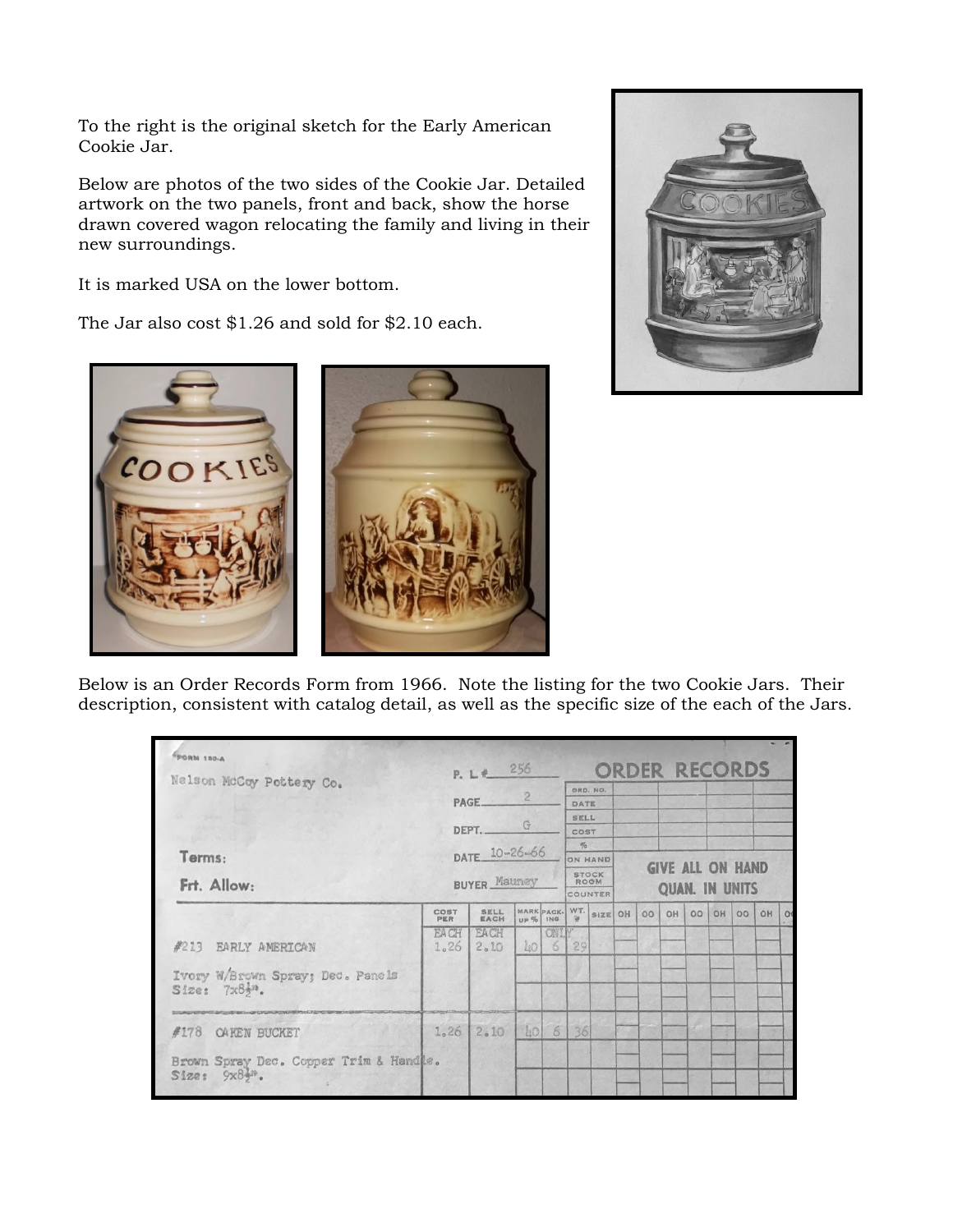To the right is the original sketch for the Early American Cookie Jar.

Below are photos of the two sides of the Cookie Jar. Detailed artwork on the two panels, front and back, show the horse drawn covered wagon relocating the family and living in their new surroundings.

It is marked USA on the lower bottom.

The Jar also cost $1.26 and sold for $2.10 each.

Below is an Order Records Form from 1966. Note the listing for the two Cookie Jars. Their description, consistent with catalog detail, as well as the specific size of the each of the Jars.

FORM 150-A

Nelson McCoy Pottery Co.

P. L.# 256
PAGE 2
DEPT. G
DATE 10-26-66
BUYER Mauney

Terms:
Frt. Allow:

ORDER RECORDS

ORD. NO.
DATE
SELL
COST
%
ON HAND
STOCK ROOM
COUNTER

GIVE ALL ON HAND QUAN. IN UNITS

| | COST PER | SELL EACH | MARK UP % | PACK-ING | WT. # | SIZE | OH | OO | OH | OO | OH | OO | OH | OO |
|---|---|---|---|---|---|---|---|---|---|---|---|---|---|---|
| #213 EARLY AMERICAN | EACH 1.26 | EACH 2.10 | 40 | ONLY 6 | 29 | | | | | | | | | |
| Ivory W/Brown Spray; Dec. Panels Size: 7x8½". | | | | | | | | | | | | | | |
| #178 OAKEN BUCKET | 1.26 | 2.10 | 40 | 6 | 36 | | | | | | | | | |
| Brown Spray Dec. Copper Trim & Handle. Size: 9x8½". | | | | | | | | | | | | | | |